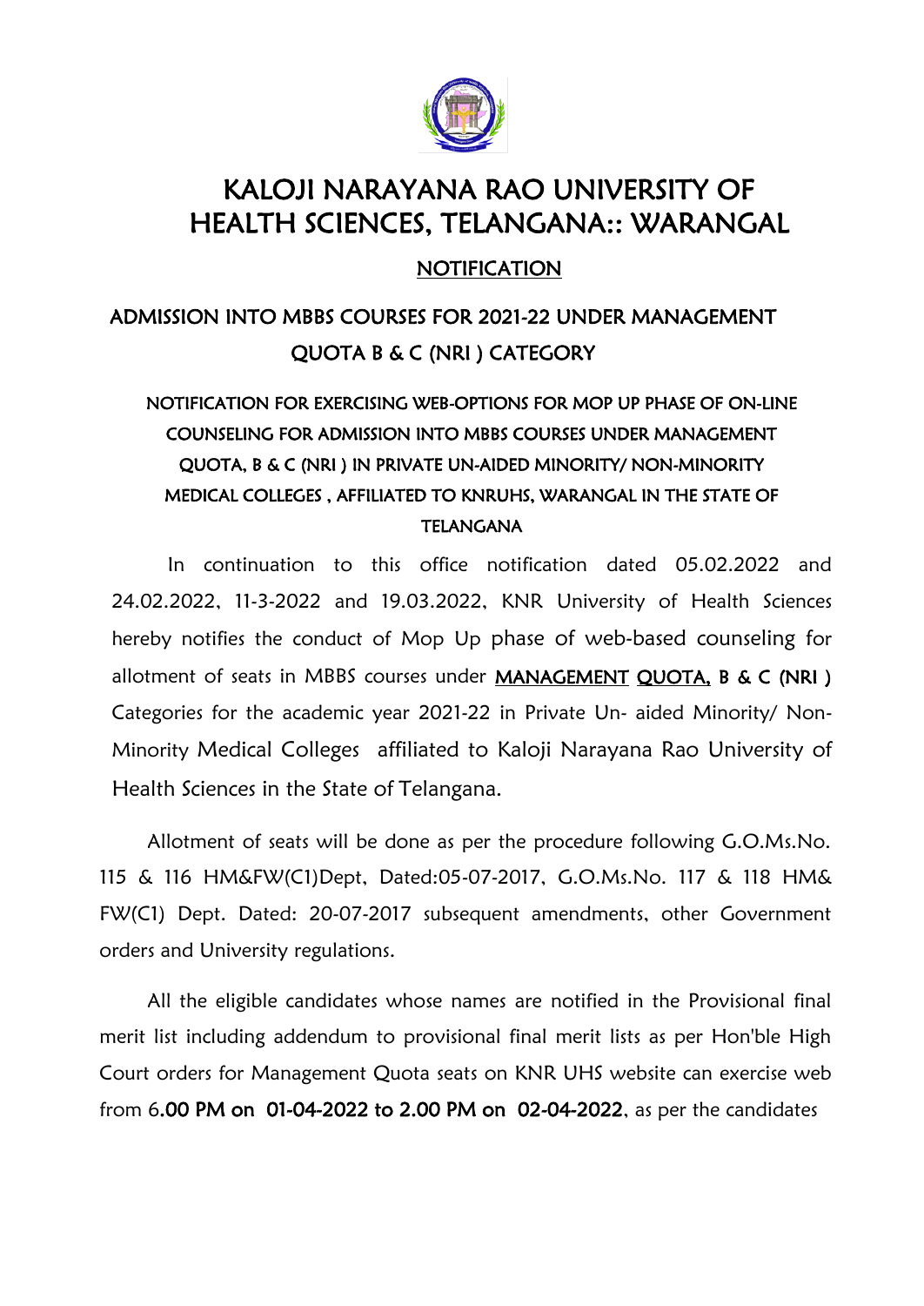# KALOJI NARAYANA RAO UNIVERSITY OF HEALTH SCIENCES, TELANGANA:: WARANGAL

## NOTIFICATION

### ADMISSION INTO MBBS COURSES FOR 2021-22 UNDER MANAGEMENT QUOTA B & C (NRI ) CATEGORY

NOTIFICATION FOR EXERCISING WEB-OPTIONS FOR MOP UP PHASE OF ON-LINE COUNSELING FOR ADMISSION INTO MBBS COURSES UNDER MANAGEMENT QUOTA, B & C (NRI ) IN PRIVATE UN-AIDED MINORITY/ NON-MINORITY MEDICAL COLLEGES , AFFILIATED TO KNRUHS, WARANGAL IN THE STATE OF TELANGANA

In continuation to this office notification dated 05.02.2022 and 24.02.2022, 11-3-2022 and 19.03.2022, KNR University of Health Sciences hereby notifies the conduct of Mop Up phase of web-based counseling for allotment of seats in MBBS courses under <u>MANAGEMENT</u> <u>QUOTA,</u> B & C (NRI ) Categories for the academic year 2021-22 in Private Un- aided Minority/ Non-Minority Medical Colleges affiliated to Kaloji Narayana Rao University of Health Sciences in the State of Telangana.

Allotment of seats will be done as per the procedure following G.O.Ms.No. 115 & 116 HM&FW(C1)Dept, Dated:05-07-2017, G.O.Ms.No. 117 & 118 HM& FW(C1) Dept. Dated: 20-07-2017 subsequent amendments, other Government orders and University regulations.

All the eligible candidates whose names are notified in the Provisional final merit list including addendum to provisional final merit lists as per Hon'ble High Court orders for Management Quota seats on KNR UHS website can exercise web from 6.**00 PM on 01-04-2022 to 2.00 PM on 02-04-2022**, as per the candidates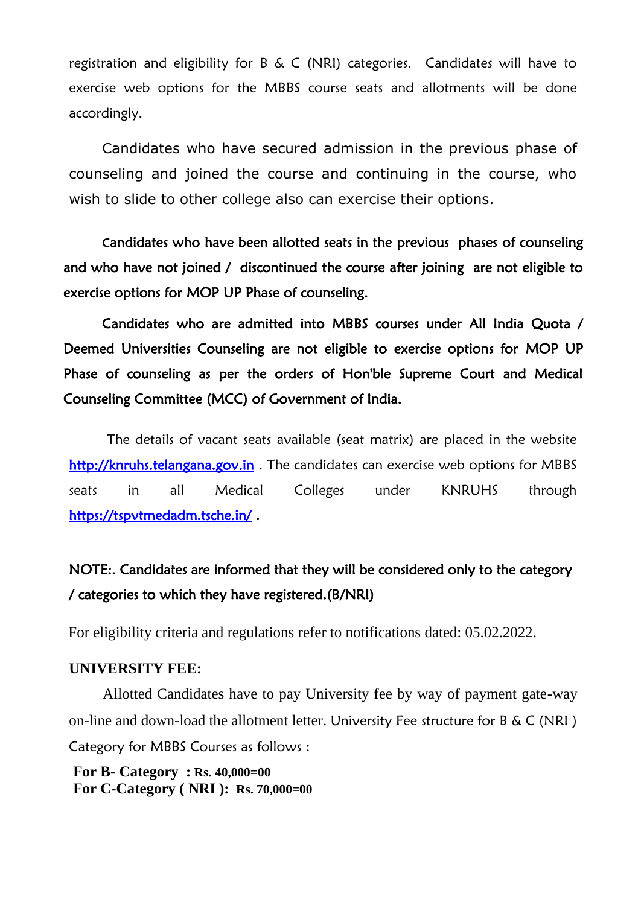registration and eligibility for B & C (NRI) categories. Candidates will have to exercise web options for the MBBS course seats and allotments will be done accordingly.

Candidates who have secured admission in the previous phase of counseling and joined the course and continuing in the course, who wish to slide to other college also can exercise their options.

**Candidates who have been allotted seats in the previous phases of counseling and who have not joined / discontinued the course after joining are not eligible to exercise options for MOP UP Phase of counseling.**

**Candidates who are admitted into MBBS courses under All India Quota / Deemed Universities Counseling are not eligible to exercise options for MOP UP Phase of counseling as per the orders of Hon'ble Supreme Court and Medical Counseling Committee (MCC) of Government of India.**

The details of vacant seats available (seat matrix) are placed in the website [http://knruhs.telangana.gov.in](http://knruhs.telangana.gov.in) . The candidates can exercise web options for MBBS seats in all Medical Colleges under KNRUHS through [https://tspvtmedadm.tsche.in/](https://tspvtmedadm.tsche.in/) .

**NOTE:. Candidates are informed that they will be considered only to the category / categories to which they have registered.(B/NRI)**

For eligibility criteria and regulations refer to notifications dated: 05.02.2022.

**UNIVERSITY FEE:**

Allotted Candidates have to pay University fee by way of payment gate-way on-line and down-load the allotment letter. University Fee structure for B & C (NRI ) Category for MBBS Courses as follows :

**For B- Category : Rs. 40,000=00**
**For C-Category ( NRI ): Rs. 70,000=00**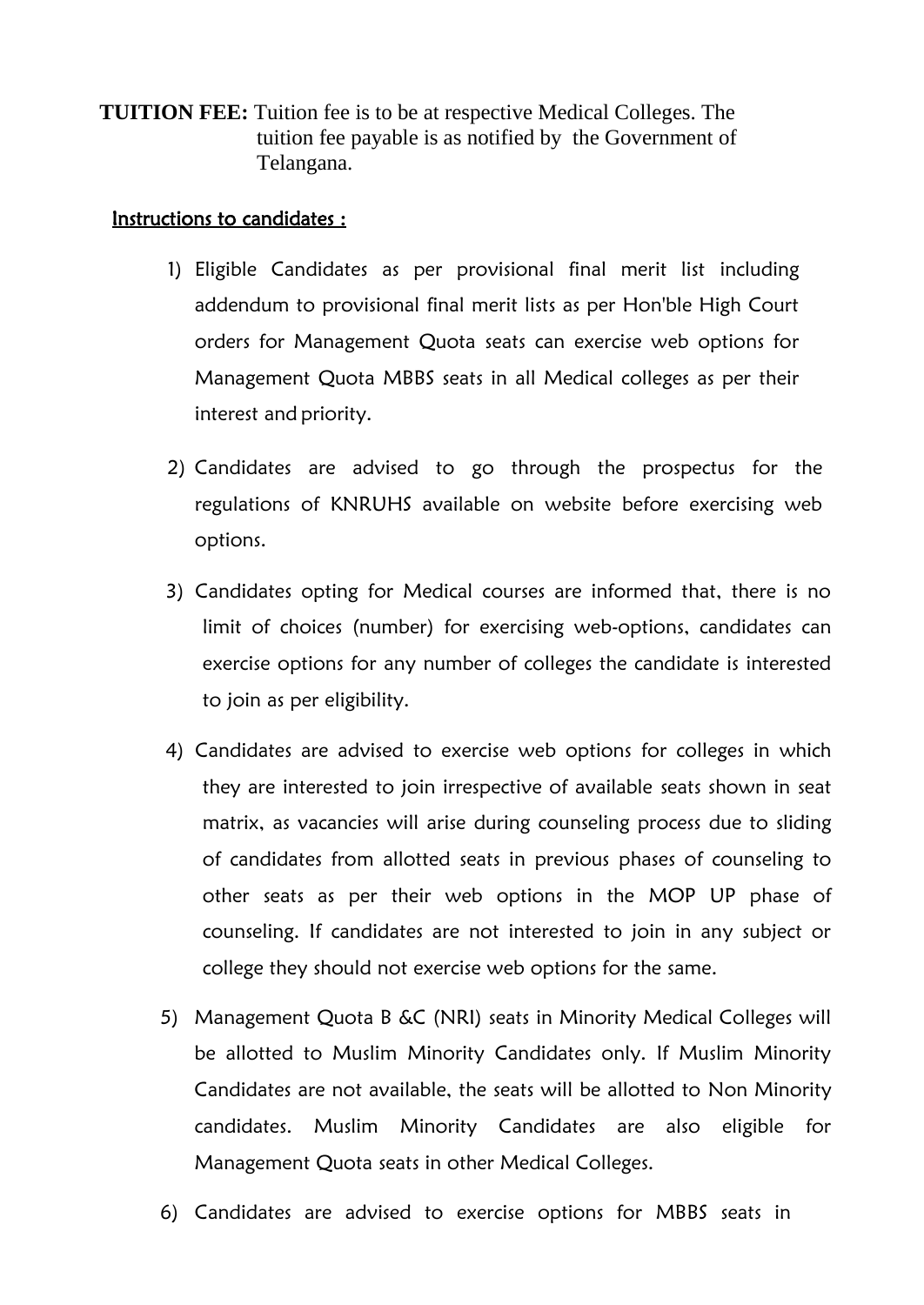**TUITION FEE:** Tuition fee is to be at respective Medical Colleges. The tuition fee payable is as notified by the Government of Telangana.

<u>Instructions to candidates :</u>

1) Eligible Candidates as per provisional final merit list including addendum to provisional final merit lists as per Hon'ble High Court orders for Management Quota seats can exercise web options for Management Quota MBBS seats in all Medical colleges as per their interest and priority.

2) Candidates are advised to go through the prospectus for the regulations of KNRUHS available on website before exercising web options.

3) Candidates opting for Medical courses are informed that, there is no limit of choices (number) for exercising web-options, candidates can exercise options for any number of colleges the candidate is interested to join as per eligibility.

4) Candidates are advised to exercise web options for colleges in which they are interested to join irrespective of available seats shown in seat matrix, as vacancies will arise during counseling process due to sliding of candidates from allotted seats in previous phases of counseling to other seats as per their web options in the MOP UP phase of counseling. If candidates are not interested to join in any subject or college they should not exercise web options for the same.

5) Management Quota B &C (NRI) seats in Minority Medical Colleges will be allotted to Muslim Minority Candidates only. If Muslim Minority Candidates are not available, the seats will be allotted to Non Minority candidates. Muslim Minority Candidates are also eligible for Management Quota seats in other Medical Colleges.

6) Candidates are advised to exercise options for MBBS seats in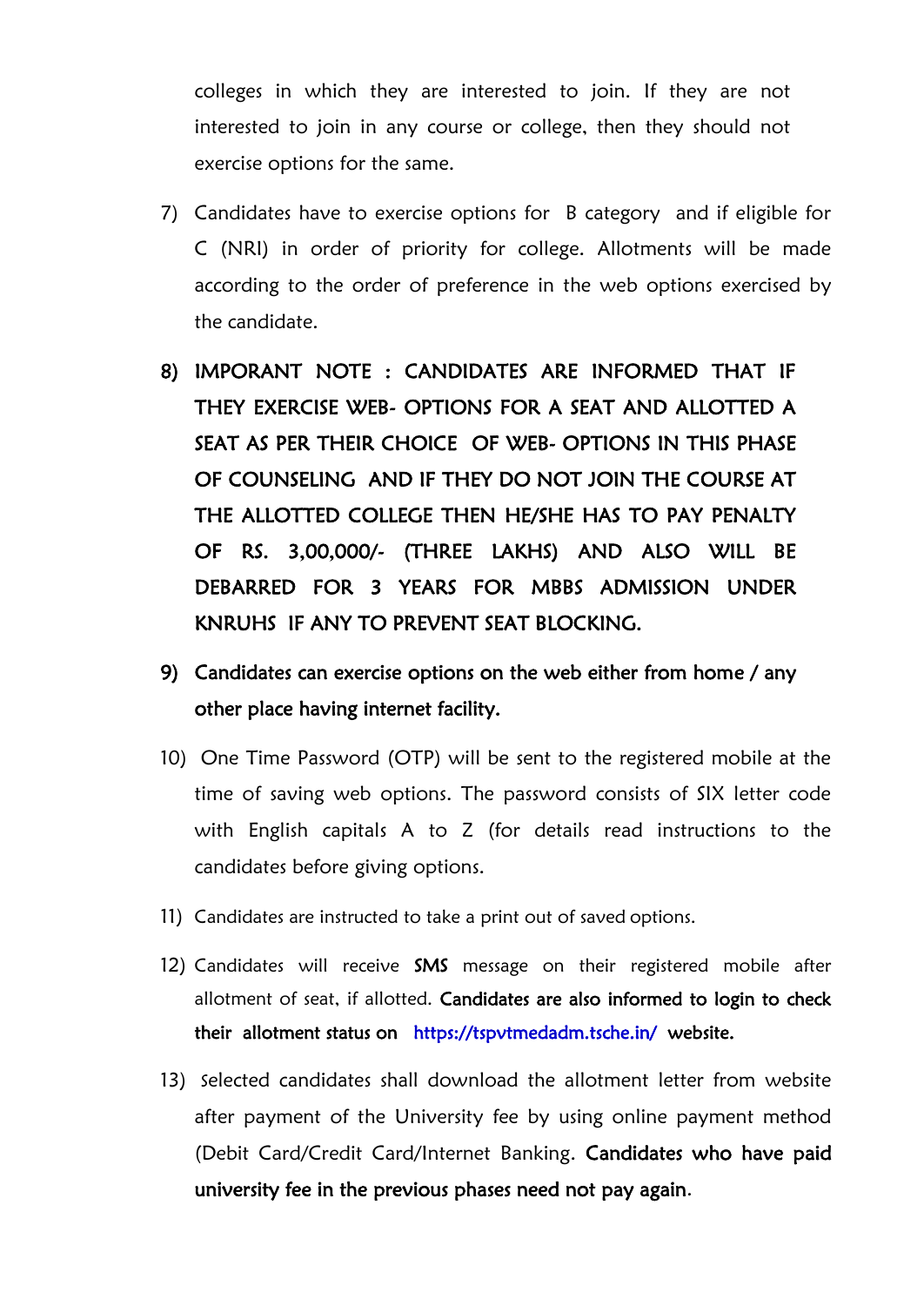colleges in which they are interested to join. If they are not interested to join in any course or college, then they should not exercise options for the same.

7) Candidates have to exercise options for B category and if eligible for C (NRI) in order of priority for college. Allotments will be made according to the order of preference in the web options exercised by the candidate.

8) **IMPORANT NOTE : CANDIDATES ARE INFORMED THAT IF THEY EXERCISE WEB- OPTIONS FOR A SEAT AND ALLOTTED A SEAT AS PER THEIR CHOICE OF WEB- OPTIONS IN THIS PHASE OF COUNSELING AND IF THEY DO NOT JOIN THE COURSE AT THE ALLOTTED COLLEGE THEN HE/SHE HAS TO PAY PENALTY OF RS. 3,00,000/- (THREE LAKHS) AND ALSO WILL BE DEBARRED FOR 3 YEARS FOR MBBS ADMISSION UNDER KNRUHS IF ANY TO PREVENT SEAT BLOCKING.**

9) **Candidates can exercise options on the web either from home / any other place having internet facility.**

10) One Time Password (OTP) will be sent to the registered mobile at the time of saving web options. The password consists of SIX letter code with English capitals A to Z (for details read instructions to the candidates before giving options.

11) Candidates are instructed to take a print out of saved options.

12) Candidates will receive **SMS** message on their registered mobile after allotment of seat, if allotted. **Candidates are also informed to login to check their allotment status on https://tspvtmedadm.tsche.in/ website.**

13) Selected candidates shall download the allotment letter from website after payment of the University fee by using online payment method (Debit Card/Credit Card/Internet Banking. **Candidates who have paid university fee in the previous phases need not pay again**.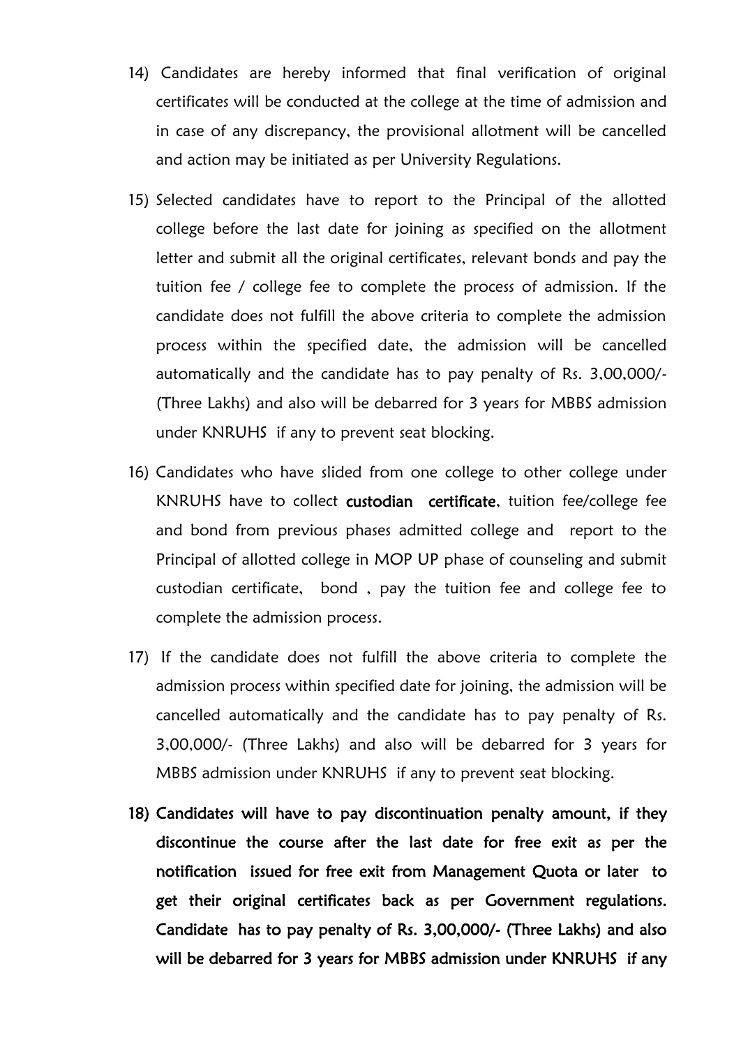14) Candidates are hereby informed that final verification of original certificates will be conducted at the college at the time of admission and in case of any discrepancy, the provisional allotment will be cancelled and action may be initiated as per University Regulations.

15) Selected candidates have to report to the Principal of the allotted college before the last date for joining as specified on the allotment letter and submit all the original certificates, relevant bonds and pay the tuition fee / college fee to complete the process of admission. If the candidate does not fulfill the above criteria to complete the admission process within the specified date, the admission will be cancelled automatically and the candidate has to pay penalty of Rs. 3,00,000/- (Three Lakhs) and also will be debarred for 3 years for MBBS admission under KNRUHS if any to prevent seat blocking.

16) Candidates who have slided from one college to other college under KNRUHS have to collect **custodian certificate**, tuition fee/college fee and bond from previous phases admitted college and report to the Principal of allotted college in MOP UP phase of counseling and submit custodian certificate, bond , pay the tuition fee and college fee to complete the admission process.

17) If the candidate does not fulfill the above criteria to complete the admission process within specified date for joining, the admission will be cancelled automatically and the candidate has to pay penalty of Rs. 3,00,000/- (Three Lakhs) and also will be debarred for 3 years for MBBS admission under KNRUHS if any to prevent seat blocking.

18) **Candidates will have to pay discontinuation penalty amount, if they discontinue the course after the last date for free exit as per the notification issued for free exit from Management Quota or later to get their original certificates back as per Government regulations. Candidate has to pay penalty of Rs. 3,00,000/- (Three Lakhs) and also will be debarred for 3 years for MBBS admission under KNRUHS if any**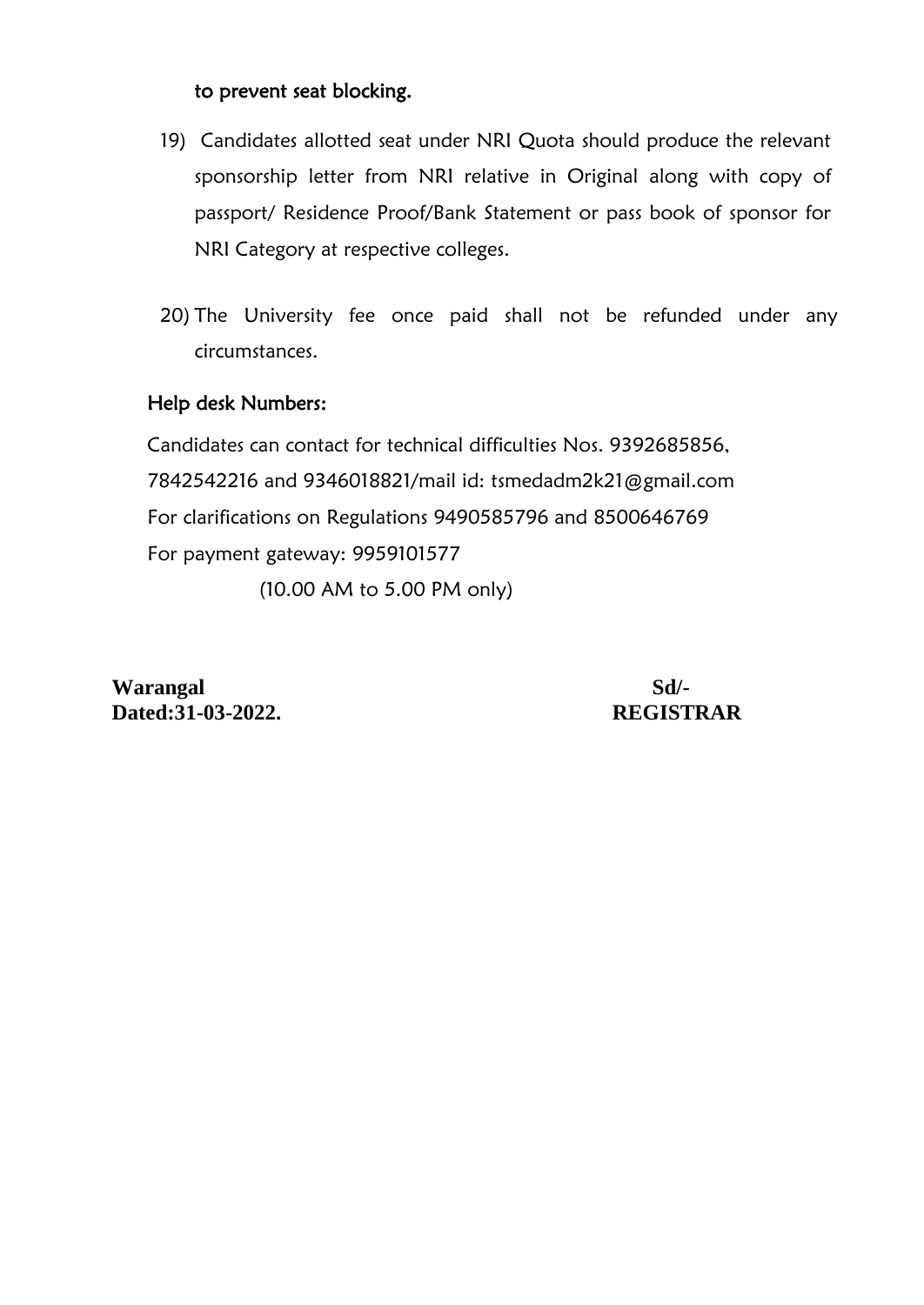to prevent seat blocking.

19) Candidates allotted seat under NRI Quota should produce the relevant sponsorship letter from NRI relative in Original along with copy of passport/ Residence Proof/Bank Statement or pass book of sponsor for NRI Category at respective colleges.

20) The University fee once paid shall not be refunded under any circumstances.

**Help desk Numbers:**

Candidates can contact for technical difficulties Nos. 9392685856, 7842542216 and 9346018821/mail id: tsmedadm2k21@gmail.com

For clarifications on Regulations 9490585796 and 8500646769

For payment gateway: 9959101577

(10.00 AM to 5.00 PM only)

**Warangal**
**Dated:31-03-2022.**

**Sd/-**
**REGISTRAR**